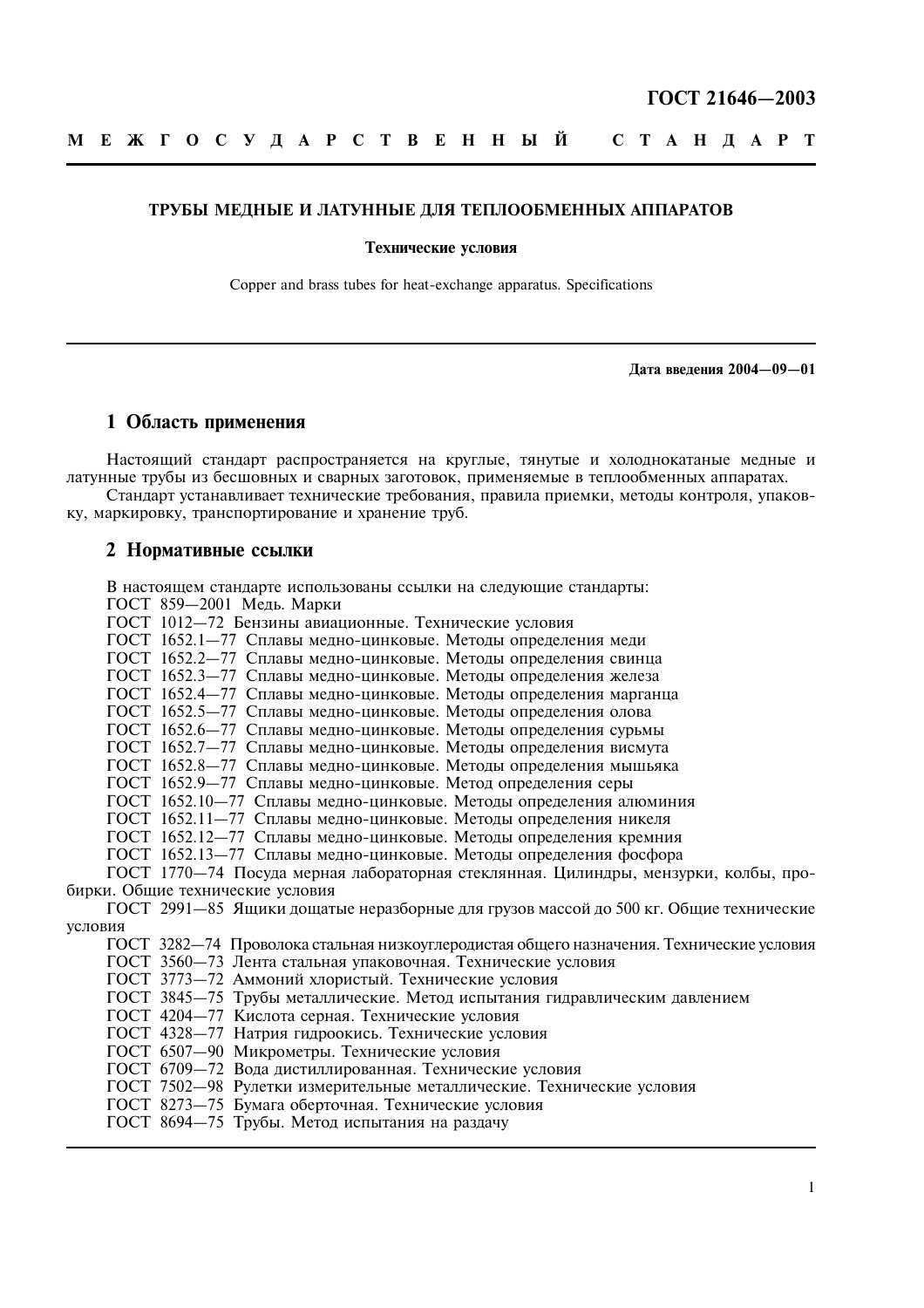**ГОСТ 21646—2003**

**М Е Ж Г О С У Д А Р С Т В Е Н Н Ы Й  С Т А Н Д А Р Т**

---

# ТРУБЫ МЕДНЫЕ И ЛАТУННЫЕ ДЛЯ ТЕПЛООБМЕННЫХ АППАРАТОВ

**Технические условия**

Copper and brass tubes for heat-exchange apparatus. Specifications

---

**Дата введения 2004—09—01**

## 1 Область применения

Настоящий стандарт распространяется на круглые, тянутые и холоднокатаные медные и латунные трубы из бесшовных и сварных заготовок, применяемые в теплообменных аппаратах.

Стандарт устанавливает технические требования, правила приемки, методы контроля, упаковку, маркировку, транспортирование и хранение труб.

## 2 Нормативные ссылки

В настоящем стандарте использованы ссылки на следующие стандарты:

ГОСТ 859—2001 Медь. Марки

ГОСТ 1012—72 Бензины авиационные. Технические условия

ГОСТ 1652.1—77 Сплавы медно-цинковые. Методы определения меди

ГОСТ 1652.2—77 Сплавы медно-цинковые. Методы определения свинца

ГОСТ 1652.3—77 Сплавы медно-цинковые. Методы определения железа

ГОСТ 1652.4—77 Сплавы медно-цинковые. Методы определения марганца

ГОСТ 1652.5—77 Сплавы медно-цинковые. Методы определения олова

ГОСТ 1652.6—77 Сплавы медно-цинковые. Методы определения сурьмы

ГОСТ 1652.7—77 Сплавы медно-цинковые. Методы определения висмута

ГОСТ 1652.8—77 Сплавы медно-цинковые. Методы определения мышьяка

ГОСТ 1652.9—77 Сплавы медно-цинковые. Метод определения серы

ГОСТ 1652.10—77 Сплавы медно-цинковые. Методы определения алюминия

ГОСТ 1652.11—77 Сплавы медно-цинковые. Методы определения никеля

ГОСТ 1652.12—77 Сплавы медно-цинковые. Методы определения кремния

ГОСТ 1652.13—77 Сплавы медно-цинковые. Методы определения фосфора

ГОСТ 1770—74 Посуда мерная лабораторная стеклянная. Цилиндры, мензурки, колбы, пробирки. Общие технические условия

ГОСТ 2991—85 Ящики дощатые неразборные для грузов массой до 500 кг. Общие технические условия

ГОСТ 3282—74 Проволока стальная низкоуглеродистая общего назначения. Технические условия

ГОСТ 3560—73 Лента стальная упаковочная. Технические условия

ГОСТ 3773—72 Аммоний хлористый. Технические условия

ГОСТ 3845—75 Трубы металлические. Метод испытания гидравлическим давлением

ГОСТ 4204—77 Кислота серная. Технические условия

ГОСТ 4328—77 Натрия гидроокись. Технические условия

ГОСТ 6507—90 Микрометры. Технические условия

ГОСТ 6709—72 Вода дистиллированная. Технические условия

ГОСТ 7502—98 Рулетки измерительные металлические. Технические условия

ГОСТ 8273—75 Бумага оберточная. Технические условия

ГОСТ 8694—75 Трубы. Метод испытания на раздачу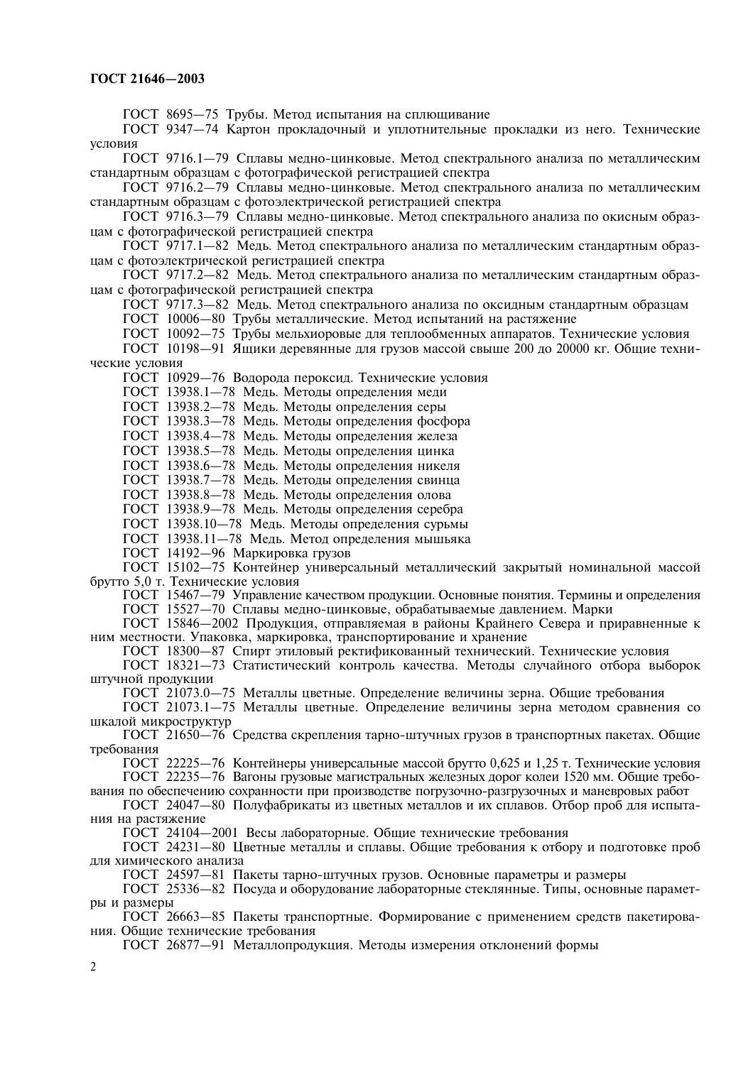ГОСТ 8695—75 Трубы. Метод испытания на сплющивание

ГОСТ 9347—74 Картон прокладочный и уплотнительные прокладки из него. Технические условия

ГОСТ 9716.1—79 Сплавы медно-цинковые. Метод спектрального анализа по металлическим стандартным образцам с фотографической регистрацией спектра

ГОСТ 9716.2—79 Сплавы медно-цинковые. Метод спектрального анализа по металлическим стандартным образцам с фотоэлектрической регистрацией спектра

ГОСТ 9716.3—79 Сплавы медно-цинковые. Метод спектрального анализа по окисным образцам с фотографической регистрацией спектра

ГОСТ 9717.1—82 Медь. Метод спектрального анализа по металлическим стандартным образцам с фотоэлектрической регистрацией спектра

ГОСТ 9717.2—82 Медь. Метод спектрального анализа по металлическим стандартным образцам с фотографической регистрацией спектра

ГОСТ 9717.3—82 Медь. Метод спектрального анализа по оксидным стандартным образцам

ГОСТ 10006—80 Трубы металлические. Метод испытаний на растяжение

ГОСТ 10092—75 Трубы мельхиоровые для теплообменных аппаратов. Технические условия

ГОСТ 10198—91 Ящики деревянные для грузов массой свыше 200 до 20000 кг. Общие технические условия

ГОСТ 10929—76 Водорода пероксид. Технические условия

ГОСТ 13938.1—78 Медь. Методы определения меди

ГОСТ 13938.2—78 Медь. Методы определения серы

ГОСТ 13938.3—78 Медь. Методы определения фосфора

ГОСТ 13938.4—78 Медь. Методы определения железа

ГОСТ 13938.5—78 Медь. Методы определения цинка

ГОСТ 13938.6—78 Медь. Методы определения никеля

ГОСТ 13938.7—78 Медь. Методы определения свинца

ГОСТ 13938.8—78 Медь. Методы определения олова

ГОСТ 13938.9—78 Медь. Методы определения серебра

ГОСТ 13938.10—78 Медь. Методы определения сурьмы

ГОСТ 13938.11—78 Медь. Метод определения мышьяка

ГОСТ 14192—96 Маркировка грузов

ГОСТ 15102—75 Контейнер универсальный металлический закрытый номинальной массой брутто 5,0 т. Технические условия

ГОСТ 15467—79 Управление качеством продукции. Основные понятия. Термины и определения

ГОСТ 15527—70 Сплавы медно-цинковые, обрабатываемые давлением. Марки

ГОСТ 15846—2002 Продукция, отправляемая в районы Крайнего Севера и приравненные к ним местности. Упаковка, маркировка, транспортирование и хранение

ГОСТ 18300—87 Спирт этиловый ректификованный технический. Технические условия

ГОСТ 18321—73 Статистический контроль качества. Методы случайного отбора выборок штучной продукции

ГОСТ 21073.0—75 Металлы цветные. Определение величины зерна. Общие требования

ГОСТ 21073.1—75 Металлы цветные. Определение величины зерна методом сравнения со шкалой микроструктур

ГОСТ 21650—76 Средства скрепления тарно-штучных грузов в транспортных пакетах. Общие требования

ГОСТ 22225—76 Контейнеры универсальные массой брутто 0,625 и 1,25 т. Технические условия

ГОСТ 22235—76 Вагоны грузовые магистральных железных дорог колеи 1520 мм. Общие требования по обеспечению сохранности при производстве погрузочно-разгрузочных и маневровых работ

ГОСТ 24047—80 Полуфабрикаты из цветных металлов и их сплавов. Отбор проб для испытания на растяжение

ГОСТ 24104—2001 Весы лабораторные. Общие технические требования

ГОСТ 24231—80 Цветные металлы и сплавы. Общие требования к отбору и подготовке проб для химического анализа

ГОСТ 24597—81 Пакеты тарно-штучных грузов. Основные параметры и размеры

ГОСТ 25336—82 Посуда и оборудование лабораторные стеклянные. Типы, основные параметры и размеры

ГОСТ 26663—85 Пакеты транспортные. Формирование с применением средств пакетирования. Общие технические требования

ГОСТ 26877—91 Металлопродукция. Методы измерения отклонений формы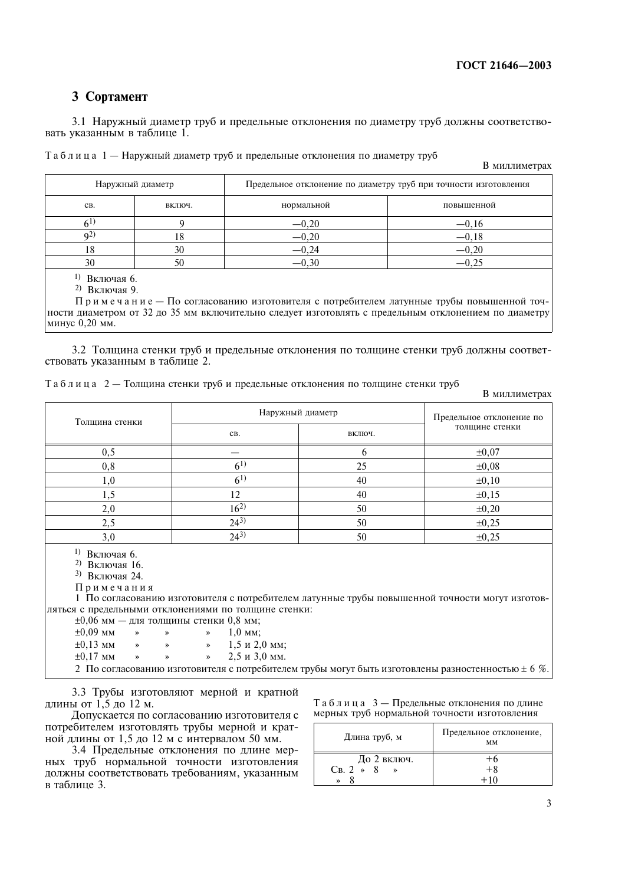## 3 Сортамент

3.1 Наружный диаметр труб и предельные отклонения по диаметру труб должны соответствовать указанным в таблице 1.

Таблица 1 — Наружный диаметр труб и предельные отклонения по диаметру труб

В миллиметрах

| Наружный диаметр | | Предельное отклонение по диаметру труб при точности изготовления | |
|---|---|---|---|
| св. | включ. | нормальной | повышенной |
| 6[1)] | 9 | −0,20 | −0,16 |
| 9[2)] | 18 | −0,20 | −0,18 |
| 18 | 30 | −0,24 | −0,20 |
| 30 | 50 | −0,30 | −0,25 |

[1)] Включая 6.
[2)] Включая 9.

Примечание — По согласованию изготовителя с потребителем латунные трубы повышенной точности диаметром от 32 до 35 мм включительно следует изготовлять с предельным отклонением по диаметру минус 0,20 мм.

3.2 Толщина стенки труб и предельные отклонения по толщине стенки труб должны соответствовать указанным в таблице 2.

Таблица 2 — Толщина стенки труб и предельные отклонения по толщине стенки труб

В миллиметрах

| Толщина стенки | Наружный диаметр | | Предельное отклонение по толщине стенки |
|---|---|---|---|
| | св. | включ. | |
| 0,5 | — | 6 | ±0,07 |
| 0,8 | 6[1)] | 25 | ±0,08 |
| 1,0 | 6[1)] | 40 | ±0,10 |
| 1,5 | 12 | 40 | ±0,15 |
| 2,0 | 16[2)] | 50 | ±0,20 |
| 2,5 | 24[3)] | 50 | ±0,25 |
| 3,0 | 24[3)] | 50 | ±0,25 |

[1)] Включая 6.
[2)] Включая 16.
[3)] Включая 24.

Примечания

1 По согласованию изготовителя с потребителем латунные трубы повышенной точности могут изготовляться с предельными отклонениями по толщине стенки:

±0,06 мм — для толщины стенки 0,8 мм;
±0,09 мм » » » 1,0 мм;
±0,13 мм » » » 1,5 и 2,0 мм;
±0,17 мм » » » 2,5 и 3,0 мм.

2 По согласованию изготовителя с потребителем трубы могут быть изготовлены разностенностью ± 6 %.

3.3 Трубы изготовляют мерной и кратной длины от 1,5 до 12 м.

Допускается по согласованию изготовителя с потребителем изготовлять трубы мерной и кратной длины от 1,5 до 12 м с интервалом 50 мм.

3.4 Предельные отклонения по длине мерных труб нормальной точности изготовления должны соответствовать требованиям, указанным в таблице 3.

Таблица 3 — Предельные отклонения по длине мерных труб нормальной точности изготовления

| Длина труб, м | Предельное отклонение, мм |
|---|---|
| До 2 включ. | +6 |
| Св. 2 » 8 » | +8 |
| » 8 | +10 |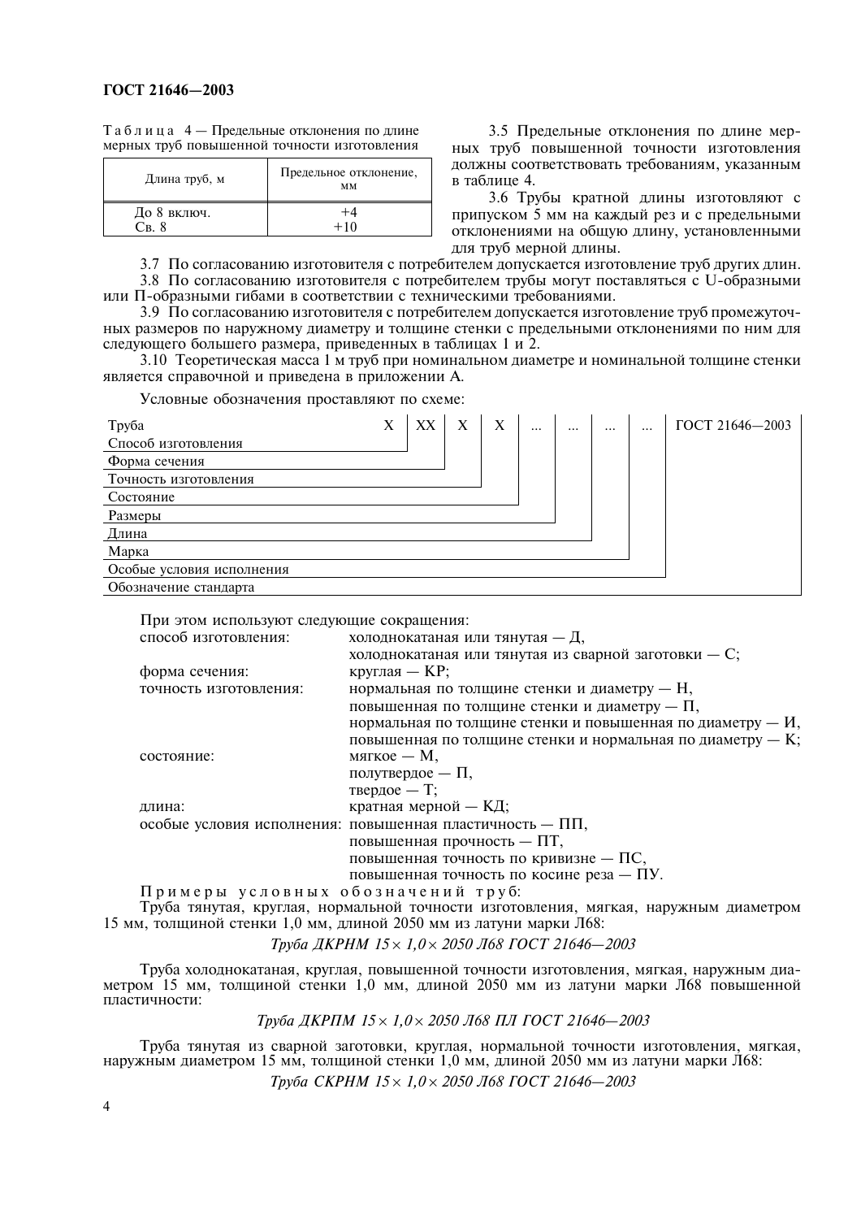Таблица 4 — Предельные отклонения по длине мерных труб повышенной точности изготовления

| Длина труб, м | Предельное отклонение, мм |
|---|---|
| До 8 включ. | +4 |
| Св. 8 | +10 |

3.5 Предельные отклонения по длине мерных труб повышенной точности изготовления должны соответствовать требованиям, указанным в таблице 4.

3.6 Трубы кратной длины изготовляют с припуском 5 мм на каждый рез и с предельными отклонениями на общую длину, установленными для труб мерной длины.

3.7 По согласованию изготовителя с потребителем допускается изготовление труб других длин.

3.8 По согласованию изготовителя с потребителем трубы могут поставляться с U-образными или П-образными гибами в соответствии с техническими требованиями.

3.9 По согласованию изготовителя с потребителем допускается изготовление труб промежуточных размеров по наружному диаметру и толщине стенки с предельными отклонениями по ним для следующего большего размера, приведенных в таблицах 1 и 2.

3.10 Теоретическая масса 1 м труб при номинальном диаметре и номинальной толщине стенки является справочной и приведена в приложении А.

Условные обозначения проставляют по схеме:

| Труба | X | XX | X | X | ... | ... | ... | ... | ГОСТ 21646—2003 |
|---|---|---|---|---|---|---|---|---|---|
| Способ изготовления | ↑ | | | | | | | | |
| Форма сечения | | ↑ | | | | | | | |
| Точность изготовления | | | ↑ | | | | | | |
| Состояние | | | | ↑ | | | | | |
| Размеры | | | | | ↑ | | | | |
| Длина | | | | | | ↑ | | | |
| Марка | | | | | | | ↑ | | |
| Особые условия исполнения | | | | | | | | ↑ | |
| Обозначение стандарта | | | | | | | | | ↑ |

При этом используют следующие сокращения:

способ изготовления: холоднокатаная или тянутая — Д,
холоднокатаная или тянутая из сварной заготовки — С;

форма сечения: круглая — КР;

точность изготовления: нормальная по толщине стенки и диаметру — Н,
повышенная по толщине стенки и диаметру — П,
нормальная по толщине стенки и повышенная по диаметру — И,
повышенная по толщине стенки и нормальная по диаметру — К;

состояние: мягкое — М,
полутвердое — П,
твердое — Т;

длина: кратная мерной — КД;

особые условия исполнения: повышенная пластичность — ПП,
повышенная прочность — ПТ,
повышенная точность по кривизне — ПС,
повышенная точность по косине реза — ПУ.

Примеры условных обозначений труб:

Труба тянутая, круглая, нормальной точности изготовления, мягкая, наружным диаметром 15 мм, толщиной стенки 1,0 мм, длиной 2050 мм из латуни марки Л68:

*Труба ДКРНМ 15 × 1,0 × 2050 Л68 ГОСТ 21646—2003*

Труба холоднокатаная, круглая, повышенной точности изготовления, мягкая, наружным диаметром 15 мм, толщиной стенки 1,0 мм, длиной 2050 мм из латуни марки Л68 повышенной пластичности:

*Труба ДКРПМ 15 × 1,0 × 2050 Л68 ПЛ ГОСТ 21646—2003*

Труба тянутая из сварной заготовки, круглая, нормальной точности изготовления, мягкая, наружным диаметром 15 мм, толщиной стенки 1,0 мм, длиной 2050 мм из латуни марки Л68:

*Труба СКРНМ 15 × 1,0 × 2050 Л68 ГОСТ 21646—2003*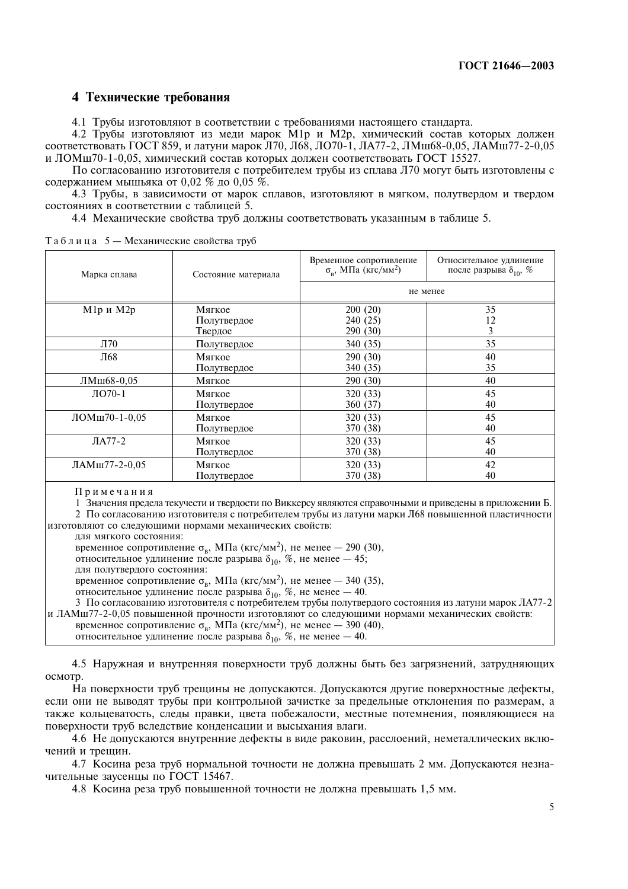## 4 Технические требования

4.1 Трубы изготовляют в соответствии с требованиями настоящего стандарта.

4.2 Трубы изготовляют из меди марок М1р и М2р, химический состав которых должен соответствовать ГОСТ 859, и латуни марок Л70, Л68, ЛО70-1, ЛА77-2, ЛМш68-0,05, ЛАМш77-2-0,05 и ЛОМш70-1-0,05, химический состав которых должен соответствовать ГОСТ 15527.

По согласованию изготовителя с потребителем трубы из сплава Л70 могут быть изготовлены с содержанием мышьяка от 0,02 % до 0,05 %.

4.3 Трубы, в зависимости от марок сплавов, изготовляют в мягком, полутвердом и твердом состояниях в соответствии с таблицей 5.

4.4 Механические свойства труб должны соответствовать указанным в таблице 5.

Таблица 5 — Механические свойства труб

| Марка сплава | Состояние материала | Временное сопротивление $\sigma_в$, МПа (кгс/мм$^2$) | Относительное удлинение после разрыва $\delta_{10}$, % |
|---|---|---|---|
| | | не менее | |
| М1р и М2р | Мягкое | 200 (20) | 35 |
| | Полутвердое | 240 (25) | 12 |
| | Твердое | 290 (30) | 3 |
| Л70 | Полутвердое | 340 (35) | 35 |
| Л68 | Мягкое | 290 (30) | 40 |
| | Полутвердое | 340 (35) | 35 |
| ЛМш68-0,05 | Мягкое | 290 (30) | 40 |
| ЛО70-1 | Мягкое | 320 (33) | 45 |
| | Полутвердое | 360 (37) | 40 |
| ЛОМш70-1-0,05 | Мягкое | 320 (33) | 45 |
| | Полутвердое | 370 (38) | 40 |
| ЛА77-2 | Мягкое | 320 (33) | 45 |
| | Полутвердое | 370 (38) | 40 |
| ЛАМш77-2-0,05 | Мягкое | 320 (33) | 42 |
| | Полутвердое | 370 (38) | 40 |

Примечания

1 Значения предела текучести и твердости по Виккерсу являются справочными и приведены в приложении Б.

2 По согласованию изготовителя с потребителем трубы из латуни марки Л68 повышенной пластичности изготовляют со следующими нормами механических свойств:

для мягкого состояния:

временное сопротивление $\sigma_в$, МПа (кгс/мм$^2$), не менее — 290 (30),

относительное удлинение после разрыва $\delta_{10}$, %, не менее — 45;

для полутвердого состояния:

временное сопротивление $\sigma_в$, МПа (кгс/мм$^2$), не менее — 340 (35),

относительное удлинение после разрыва $\delta_{10}$, %, не менее — 40.

3 По согласованию изготовителя с потребителем трубы полутвердого состояния из латуни марок ЛА77-2 и ЛАМш77-2-0,05 повышенной прочности изготовляют со следующими нормами механических свойств:

временное сопротивление $\sigma_в$, МПа (кгс/мм$^2$), не менее — 390 (40),

относительное удлинение после разрыва $\delta_{10}$, %, не менее — 40.

4.5 Наружная и внутренняя поверхности труб должны быть без загрязнений, затрудняющих осмотр.

На поверхности труб трещины не допускаются. Допускаются другие поверхностные дефекты, если они не выводят трубы при контрольной зачистке за предельные отклонения по размерам, а также кольцеватость, следы правки, цвета побежалости, местные потемнения, появляющиеся на поверхности труб вследствие конденсации и высыхания влаги.

4.6 Не допускаются внутренние дефекты в виде раковин, расслоений, неметаллических включений и трещин.

4.7 Косина реза труб нормальной точности не должна превышать 2 мм. Допускаются незначительные заусенцы по ГОСТ 15467.

4.8 Косина реза труб повышенной точности не должна превышать 1,5 мм.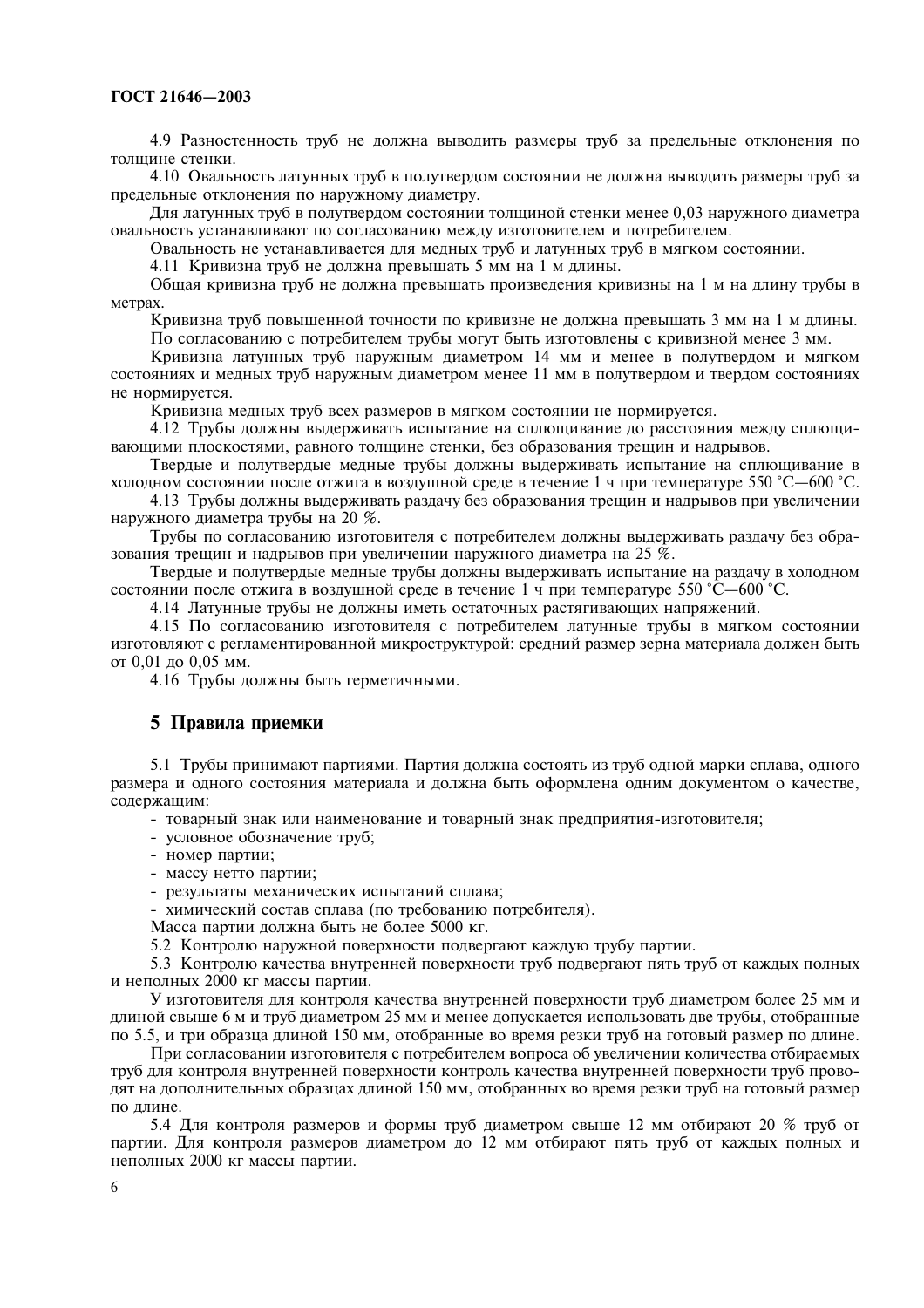4.9 Разностенность труб не должна выводить размеры труб за предельные отклонения по толщине стенки.

4.10 Овальность латунных труб в полутвердом состоянии не должна выводить размеры труб за предельные отклонения по наружному диаметру.

Для латунных труб в полутвердом состоянии толщиной стенки менее 0,03 наружного диаметра овальность устанавливают по согласованию между изготовителем и потребителем.

Овальность не устанавливается для медных труб и латунных труб в мягком состоянии.

4.11 Кривизна труб не должна превышать 5 мм на 1 м длины.

Общая кривизна труб не должна превышать произведения кривизны на 1 м на длину трубы в метрах.

Кривизна труб повышенной точности по кривизне не должна превышать 3 мм на 1 м длины.

По согласованию с потребителем трубы могут быть изготовлены с кривизной менее 3 мм.

Кривизна латунных труб наружным диаметром 14 мм и менее в полутвердом и мягком состояниях и медных труб наружным диаметром менее 11 мм в полутвердом и твердом состояниях не нормируется.

Кривизна медных труб всех размеров в мягком состоянии не нормируется.

4.12 Трубы должны выдерживать испытание на сплющивание до расстояния между сплющивающими плоскостями, равного толщине стенки, без образования трещин и надрывов.

Твердые и полутвердые медные трубы должны выдерживать испытание на сплющивание в холодном состоянии после отжига в воздушной среде в течение 1 ч при температуре 550 °C—600 °C.

4.13 Трубы должны выдерживать раздачу без образования трещин и надрывов при увеличении наружного диаметра трубы на 20 %.

Трубы по согласованию изготовителя с потребителем должны выдерживать раздачу без образования трещин и надрывов при увеличении наружного диаметра на 25 %.

Твердые и полутвердые медные трубы должны выдерживать испытание на раздачу в холодном состоянии после отжига в воздушной среде в течение 1 ч при температуре 550 °C—600 °C.

4.14 Латунные трубы не должны иметь остаточных растягивающих напряжений.

4.15 По согласованию изготовителя с потребителем латунные трубы в мягком состоянии изготовляют с регламентированной микроструктурой: средний размер зерна материала должен быть от 0,01 до 0,05 мм.

4.16 Трубы должны быть герметичными.

## 5 Правила приемки

5.1 Трубы принимают партиями. Партия должна состоять из труб одной марки сплава, одного размера и одного состояния материала и должна быть оформлена одним документом о качестве, содержащим:

- товарный знак или наименование и товарный знак предприятия-изготовителя;
- условное обозначение труб;
- номер партии;
- массу нетто партии;
- результаты механических испытаний сплава;
- химический состав сплава (по требованию потребителя).

Масса партии должна быть не более 5000 кг.

5.2 Контролю наружной поверхности подвергают каждую трубу партии.

5.3 Контролю качества внутренней поверхности труб подвергают пять труб от каждых полных и неполных 2000 кг массы партии.

У изготовителя для контроля качества внутренней поверхности труб диаметром более 25 мм и длиной свыше 6 м и труб диаметром 25 мм и менее допускается использовать две трубы, отобранные по 5.5, и три образца длиной 150 мм, отобранные во время резки труб на готовый размер по длине.

При согласовании изготовителя с потребителем вопроса об увеличении количества отбираемых труб для контроля внутренней поверхности контроль качества внутренней поверхности труб проводят на дополнительных образцах длиной 150 мм, отобранных во время резки труб на готовый размер по длине.

5.4 Для контроля размеров и формы труб диаметром свыше 12 мм отбирают 20 % труб от партии. Для контроля размеров диаметром до 12 мм отбирают пять труб от каждых полных и неполных 2000 кг массы партии.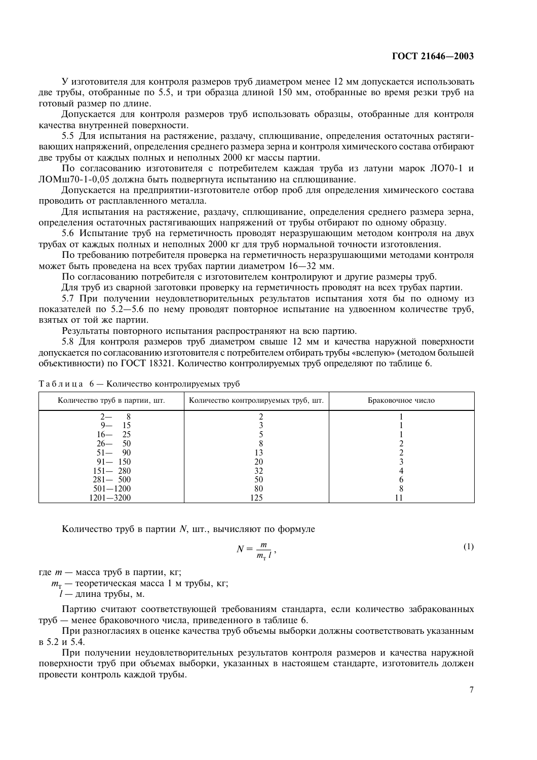У изготовителя для контроля размеров труб диаметром менее 12 мм допускается использовать две трубы, отобранные по 5.5, и три образца длиной 150 мм, отобранные во время резки труб на готовый размер по длине.

Допускается для контроля размеров труб использовать образцы, отобранные для контроля качества внутренней поверхности.

5.5 Для испытания на растяжение, раздачу, сплющивание, определения остаточных растягивающих напряжений, определения среднего размера зерна и контроля химического состава отбирают две трубы от каждых полных и неполных 2000 кг массы партии.

По согласованию изготовителя с потребителем каждая труба из латуни марок ЛО70-1 и ЛОМш70-1-0,05 должна быть подвергнута испытанию на сплющивание.

Допускается на предприятии-изготовителе отбор проб для определения химического состава проводить от расплавленного металла.

Для испытания на растяжение, раздачу, сплющивание, определения среднего размера зерна, определения остаточных растягивающих напряжений от трубы отбирают по одному образцу.

5.6 Испытание труб на герметичность проводят неразрушающим методом контроля на двух трубах от каждых полных и неполных 2000 кг для труб нормальной точности изготовления.

По требованию потребителя проверка на герметичность неразрушающими методами контроля может быть проведена на всех трубах партии диаметром 16—32 мм.

По согласованию потребителя с изготовителем контролируют и другие размеры труб.

Для труб из сварной заготовки проверку на герметичность проводят на всех трубах партии.

5.7 При получении неудовлетворительных результатов испытания хотя бы по одному из показателей по 5.2—5.6 по нему проводят повторное испытание на удвоенном количестве труб, взятых от той же партии.

Результаты повторного испытания распространяют на всю партию.

5.8 Для контроля размеров труб диаметром свыше 12 мм и качества наружной поверхности допускается по согласованию изготовителя с потребителем отбирать трубы «вслепую» (методом большей объективности) по ГОСТ 18321. Количество контролируемых труб определяют по таблице 6.

Таблица 6 — Количество контролируемых труб

| Количество труб в партии, шт. | Количество контролируемых труб, шт. | Браковочное число |
|---|---|---|
| 2— 8 | 2 | 1 |
| 9— 15 | 3 | 1 |
| 16— 25 | 5 | 1 |
| 26— 50 | 8 | 2 |
| 51— 90 | 13 | 2 |
| 91— 150 | 20 | 3 |
| 151— 280 | 32 | 4 |
| 281— 500 | 50 | 6 |
| 501—1200 | 80 | 8 |
| 1201—3200 | 125 | 11 |

Количество труб в партии $N$, шт., вычисляют по формуле

$$N = \frac{m}{m_т \, l}, \tag{1}$$

где $m$ — масса труб в партии, кг;

$m_т$ — теоретическая масса 1 м трубы, кг;

$l$ — длина трубы, м.

Партию считают соответствующей требованиям стандарта, если количество забракованных труб — менее браковочного числа, приведенного в таблице 6.

При разногласиях в оценке качества труб объемы выборки должны соответствовать указанным в 5.2 и 5.4.

При получении неудовлетворительных результатов контроля размеров и качества наружной поверхности труб при объемах выборки, указанных в настоящем стандарте, изготовитель должен провести контроль каждой трубы.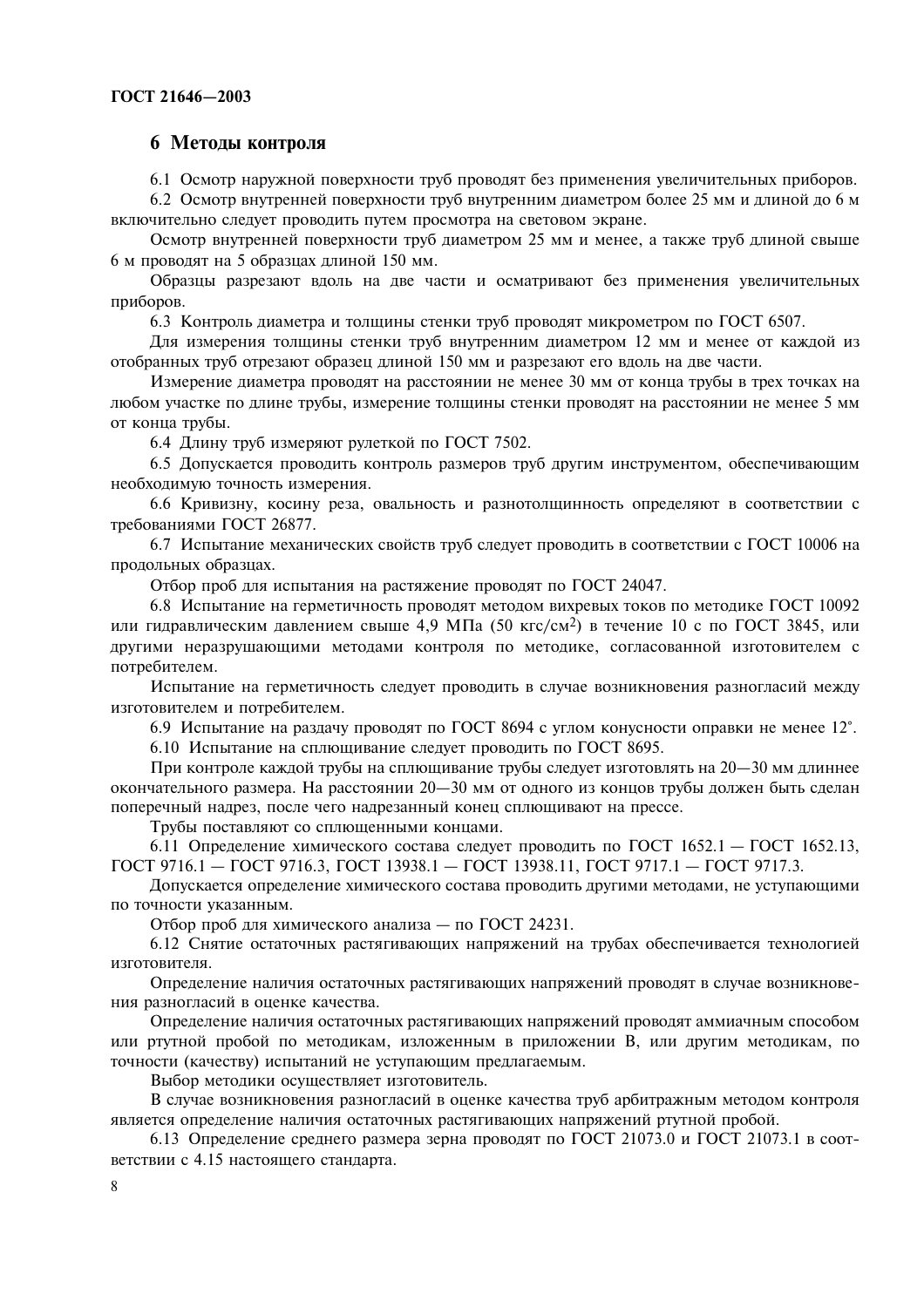## 6 Методы контроля

6.1 Осмотр наружной поверхности труб проводят без применения увеличительных приборов.

6.2 Осмотр внутренней поверхности труб внутренним диаметром более 25 мм и длиной до 6 м включительно следует проводить путем просмотра на световом экране.

Осмотр внутренней поверхности труб диаметром 25 мм и менее, а также труб длиной свыше 6 м проводят на 5 образцах длиной 150 мм.

Образцы разрезают вдоль на две части и осматривают без применения увеличительных приборов.

6.3 Контроль диаметра и толщины стенки труб проводят микрометром по ГОСТ 6507.

Для измерения толщины стенки труб внутренним диаметром 12 мм и менее от каждой из отобранных труб отрезают образец длиной 150 мм и разрезают его вдоль на две части.

Измерение диаметра проводят на расстоянии не менее 30 мм от конца трубы в трех точках на любом участке по длине трубы, измерение толщины стенки проводят на расстоянии не менее 5 мм от конца трубы.

6.4 Длину труб измеряют рулеткой по ГОСТ 7502.

6.5 Допускается проводить контроль размеров труб другим инструментом, обеспечивающим необходимую точность измерения.

6.6 Кривизну, косину реза, овальность и разнотолщинность определяют в соответствии с требованиями ГОСТ 26877.

6.7 Испытание механических свойств труб следует проводить в соответствии с ГОСТ 10006 на продольных образцах.

Отбор проб для испытания на растяжение проводят по ГОСТ 24047.

6.8 Испытание на герметичность проводят методом вихревых токов по методике ГОСТ 10092 или гидравлическим давлением свыше 4,9 МПа (50 кгс/см$^2$) в течение 10 с по ГОСТ 3845, или другими неразрушающими методами контроля по методике, согласованной изготовителем с потребителем.

Испытание на герметичность следует проводить в случае возникновения разногласий между изготовителем и потребителем.

6.9 Испытание на раздачу проводят по ГОСТ 8694 с углом конусности оправки не менее 12°.

6.10 Испытание на сплющивание следует проводить по ГОСТ 8695.

При контроле каждой трубы на сплющивание трубы следует изготовлять на 20—30 мм длиннее окончательного размера. На расстоянии 20—30 мм от одного из концов трубы должен быть сделан поперечный надрез, после чего надрезанный конец сплющивают на прессе.

Трубы поставляют со сплющенными концами.

6.11 Определение химического состава следует проводить по ГОСТ 1652.1 — ГОСТ 1652.13, ГОСТ 9716.1 — ГОСТ 9716.3, ГОСТ 13938.1 — ГОСТ 13938.11, ГОСТ 9717.1 — ГОСТ 9717.3.

Допускается определение химического состава проводить другими методами, не уступающими по точности указанным.

Отбор проб для химического анализа — по ГОСТ 24231.

6.12 Снятие остаточных растягивающих напряжений на трубах обеспечивается технологией изготовителя.

Определение наличия остаточных растягивающих напряжений проводят в случае возникновения разногласий в оценке качества.

Определение наличия остаточных растягивающих напряжений проводят аммиачным способом или ртутной пробой по методикам, изложенным в приложении В, или другим методикам, по точности (качеству) испытаний не уступающим предлагаемым.

Выбор методики осуществляет изготовитель.

В случае возникновения разногласий в оценке качества труб арбитражным методом контроля является определение наличия остаточных растягивающих напряжений ртутной пробой.

6.13 Определение среднего размера зерна проводят по ГОСТ 21073.0 и ГОСТ 21073.1 в соответствии с 4.15 настоящего стандарта.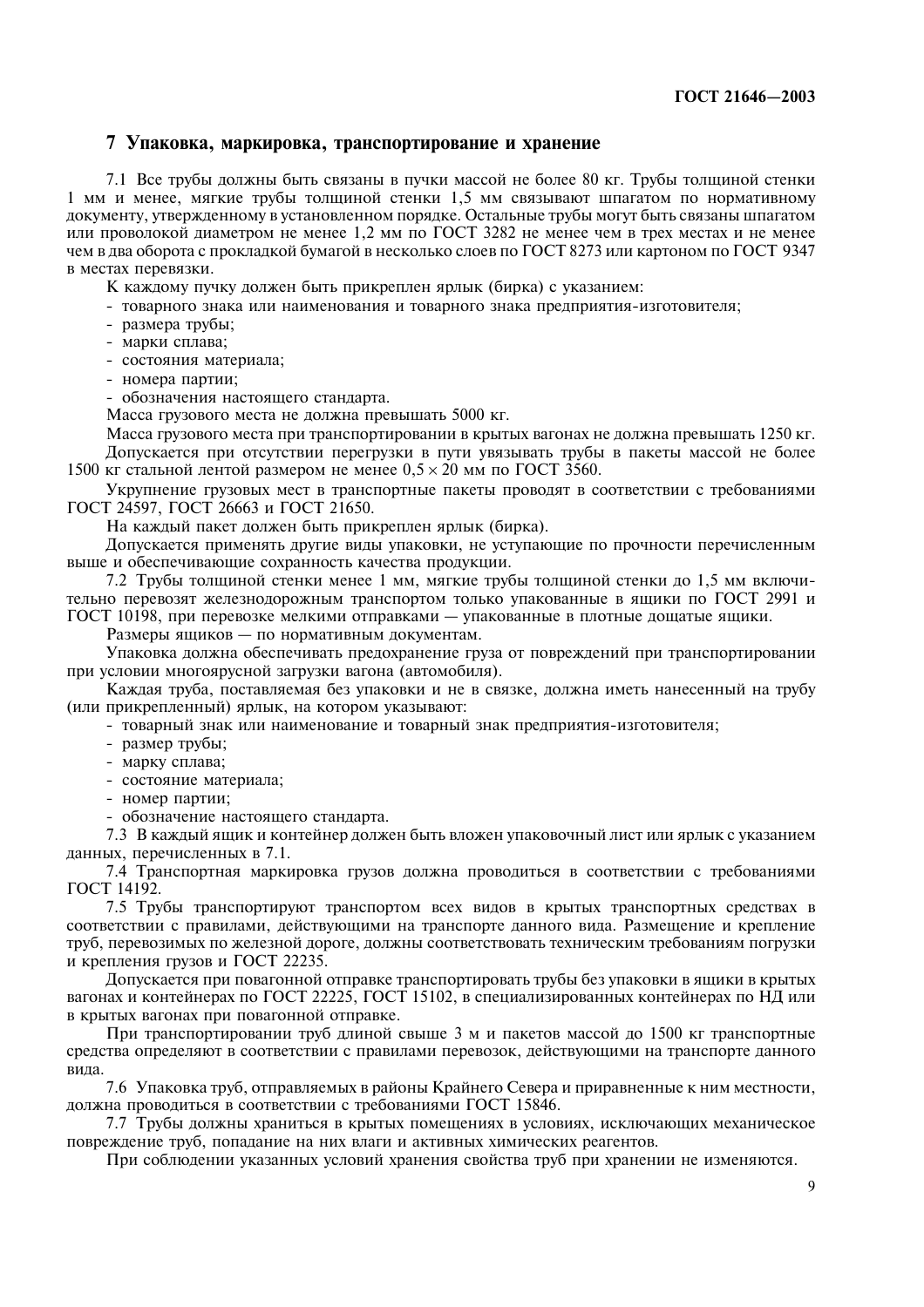## 7 Упаковка, маркировка, транспортирование и хранение

7.1 Все трубы должны быть связаны в пучки массой не более 80 кг. Трубы толщиной стенки 1 мм и менее, мягкие трубы толщиной стенки 1,5 мм связывают шпагатом по нормативному документу, утвержденному в установленном порядке. Остальные трубы могут быть связаны шпагатом или проволокой диаметром не менее 1,2 мм по ГОСТ 3282 не менее чем в трех местах и не менее чем в два оборота с прокладкой бумагой в несколько слоев по ГОСТ 8273 или картоном по ГОСТ 9347 в местах перевязки.

К каждому пучку должен быть прикреплен ярлык (бирка) с указанием:

- товарного знака или наименования и товарного знака предприятия-изготовителя;
- размера трубы;
- марки сплава;
- состояния материала;
- номера партии;
- обозначения настоящего стандарта.

Масса грузового места не должна превышать 5000 кг.

Масса грузового места при транспортировании в крытых вагонах не должна превышать 1250 кг.

Допускается при отсутствии перегрузки в пути увязывать трубы в пакеты массой не более 1500 кг стальной лентой размером не менее $0{,}5 \times 20$ мм по ГОСТ 3560.

Укрупнение грузовых мест в транспортные пакеты проводят в соответствии с требованиями ГОСТ 24597, ГОСТ 26663 и ГОСТ 21650.

На каждый пакет должен быть прикреплен ярлык (бирка).

Допускается применять другие виды упаковки, не уступающие по прочности перечисленным выше и обеспечивающие сохранность качества продукции.

7.2 Трубы толщиной стенки менее 1 мм, мягкие трубы толщиной стенки до 1,5 мм включительно перевозят железнодорожным транспортом только упакованные в ящики по ГОСТ 2991 и ГОСТ 10198, при перевозке мелкими отправками — упакованные в плотные дощатые ящики.

Размеры ящиков — по нормативным документам.

Упаковка должна обеспечивать предохранение груза от повреждений при транспортировании при условии многоярусной загрузки вагона (автомобиля).

Каждая труба, поставляемая без упаковки и не в связке, должна иметь нанесенный на трубу (или прикрепленный) ярлык, на котором указывают:

- товарный знак или наименование и товарный знак предприятия-изготовителя;
- размер трубы;
- марку сплава;
- состояние материала;
- номер партии;
- обозначение настоящего стандарта.

7.3 В каждый ящик и контейнер должен быть вложен упаковочный лист или ярлык с указанием данных, перечисленных в 7.1.

7.4 Транспортная маркировка грузов должна проводиться в соответствии с требованиями ГОСТ 14192.

7.5 Трубы транспортируют транспортом всех видов в крытых транспортных средствах в соответствии с правилами, действующими на транспорте данного вида. Размещение и крепление труб, перевозимых по железной дороге, должны соответствовать техническим требованиям погрузки и крепления грузов и ГОСТ 22235.

Допускается при повагонной отправке транспортировать трубы без упаковки в ящики в крытых вагонах и контейнерах по ГОСТ 22225, ГОСТ 15102, в специализированных контейнерах по НД или в крытых вагонах при повагонной отправке.

При транспортировании труб длиной свыше 3 м и пакетов массой до 1500 кг транспортные средства определяют в соответствии с правилами перевозок, действующими на транспорте данного вида.

7.6 Упаковка труб, отправляемых в районы Крайнего Севера и приравненные к ним местности, должна проводиться в соответствии с требованиями ГОСТ 15846.

7.7 Трубы должны храниться в крытых помещениях в условиях, исключающих механическое повреждение труб, попадание на них влаги и активных химических реагентов.

При соблюдении указанных условий хранения свойства труб при хранении не изменяются.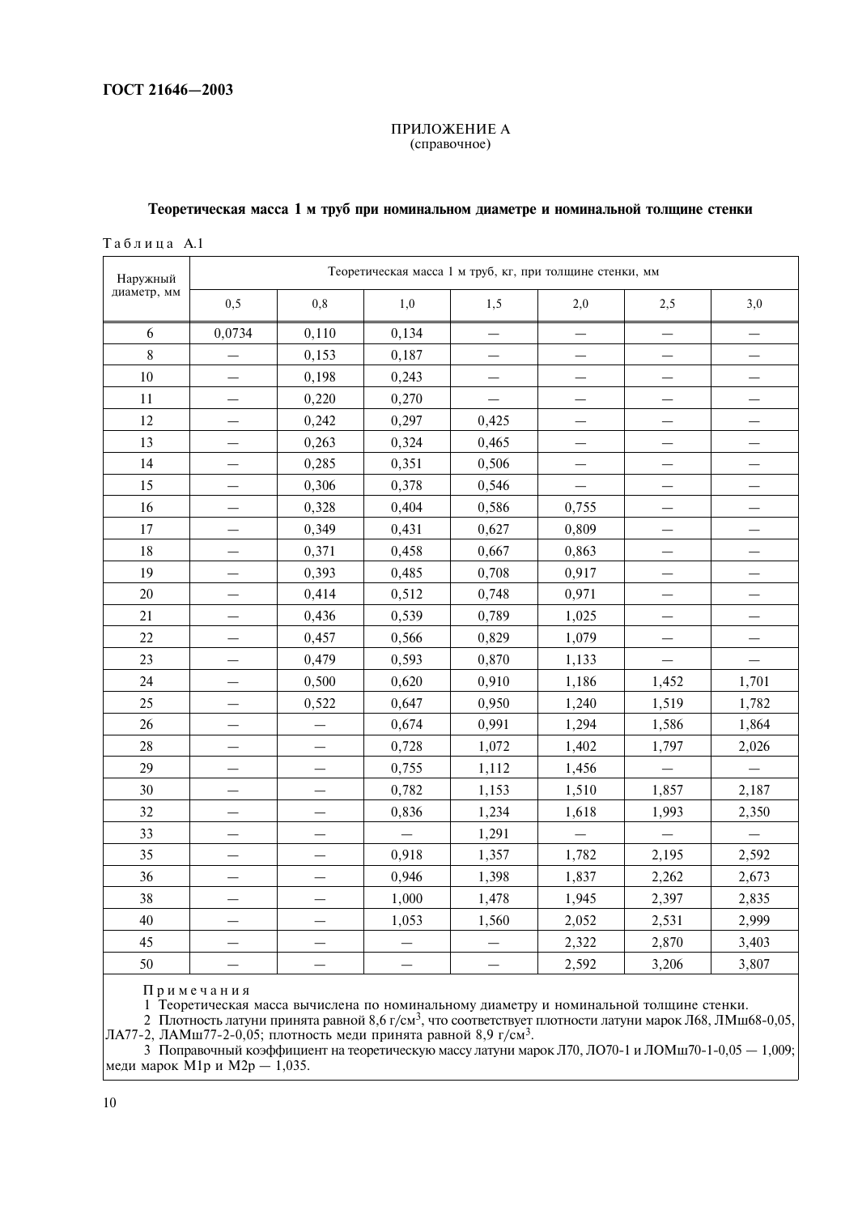## ПРИЛОЖЕНИЕ А
(справочное)

### Теоретическая масса 1 м труб при номинальном диаметре и номинальной толщине стенки

Таблица А.1

| Наружный диаметр, мм | Теоретическая масса 1 м труб, кг, при толщине стенки, мм | | | | | | |
|---|---|---|---|---|---|---|---|
| | 0,5 | 0,8 | 1,0 | 1,5 | 2,0 | 2,5 | 3,0 |
| 6 | 0,0734 | 0,110 | 0,134 | — | — | — | — |
| 8 | — | 0,153 | 0,187 | — | — | — | — |
| 10 | — | 0,198 | 0,243 | — | — | — | — |
| 11 | — | 0,220 | 0,270 | — | — | — | — |
| 12 | — | 0,242 | 0,297 | 0,425 | — | — | — |
| 13 | — | 0,263 | 0,324 | 0,465 | — | — | — |
| 14 | — | 0,285 | 0,351 | 0,506 | — | — | — |
| 15 | — | 0,306 | 0,378 | 0,546 | — | — | — |
| 16 | — | 0,328 | 0,404 | 0,586 | 0,755 | — | — |
| 17 | — | 0,349 | 0,431 | 0,627 | 0,809 | — | — |
| 18 | — | 0,371 | 0,458 | 0,667 | 0,863 | — | — |
| 19 | — | 0,393 | 0,485 | 0,708 | 0,917 | — | — |
| 20 | — | 0,414 | 0,512 | 0,748 | 0,971 | — | — |
| 21 | — | 0,436 | 0,539 | 0,789 | 1,025 | — | — |
| 22 | — | 0,457 | 0,566 | 0,829 | 1,079 | — | — |
| 23 | — | 0,479 | 0,593 | 0,870 | 1,133 | — | — |
| 24 | — | 0,500 | 0,620 | 0,910 | 1,186 | 1,452 | 1,701 |
| 25 | — | 0,522 | 0,647 | 0,950 | 1,240 | 1,519 | 1,782 |
| 26 | — | — | 0,674 | 0,991 | 1,294 | 1,586 | 1,864 |
| 28 | — | — | 0,728 | 1,072 | 1,402 | 1,797 | 2,026 |
| 29 | — | — | 0,755 | 1,112 | 1,456 | — | — |
| 30 | — | — | 0,782 | 1,153 | 1,510 | 1,857 | 2,187 |
| 32 | — | — | 0,836 | 1,234 | 1,618 | 1,993 | 2,350 |
| 33 | — | — | — | 1,291 | — | — | — |
| 35 | — | — | 0,918 | 1,357 | 1,782 | 2,195 | 2,592 |
| 36 | — | — | 0,946 | 1,398 | 1,837 | 2,262 | 2,673 |
| 38 | — | — | 1,000 | 1,478 | 1,945 | 2,397 | 2,835 |
| 40 | — | — | 1,053 | 1,560 | 2,052 | 2,531 | 2,999 |
| 45 | — | — | — | — | 2,322 | 2,870 | 3,403 |
| 50 | — | — | — | — | 2,592 | 3,206 | 3,807 |

Примечания

1 Теоретическая масса вычислена по номинальному диаметру и номинальной толщине стенки.

2 Плотность латуни принята равной 8,6 г/см$^3$, что соответствует плотности латуни марок Л68, ЛМш68-0,05, ЛА77-2, ЛАМш77-2-0,05; плотность меди принята равной 8,9 г/см$^3$.

3 Поправочный коэффициент на теоретическую массу латуни марок Л70, ЛО70-1 и ЛОМш70-1-0,05 — 1,009; меди марок М1р и М2р — 1,035.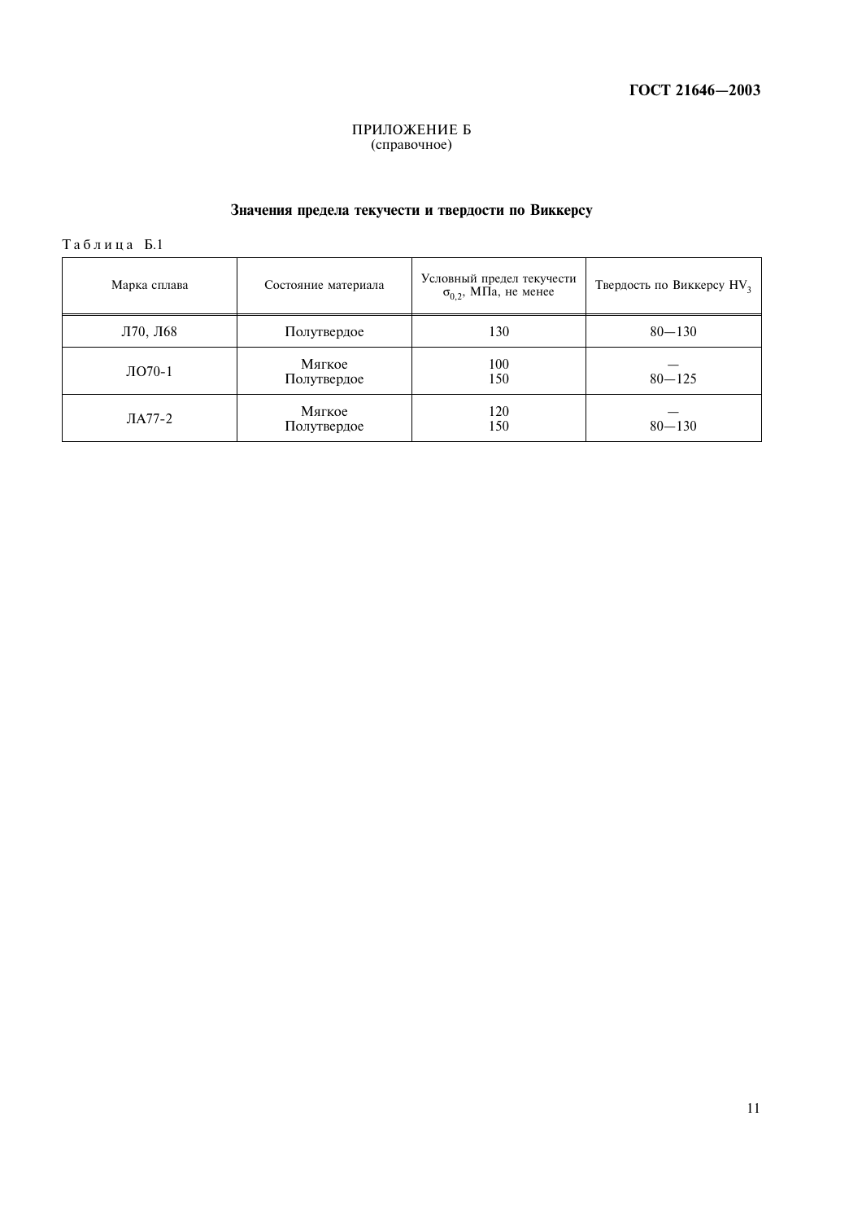ПРИЛОЖЕНИЕ Б
(справочное)

## Значения предела текучести и твердости по Виккерсу

Таблица Б.1

| Марка сплава | Состояние материала | Условный предел текучести $\sigma_{0,2}$, МПа, не менее | Твердость по Виккерсу $HV_3$ |
|---|---|---|---|
| Л70, Л68 | Полутвердое | 130 | 80—130 |
| ЛО70-1 | Мягкое<br>Полутвердое | 100<br>150 | —<br>80—125 |
| ЛА77-2 | Мягкое<br>Полутвердое | 120<br>150 | —<br>80—130 |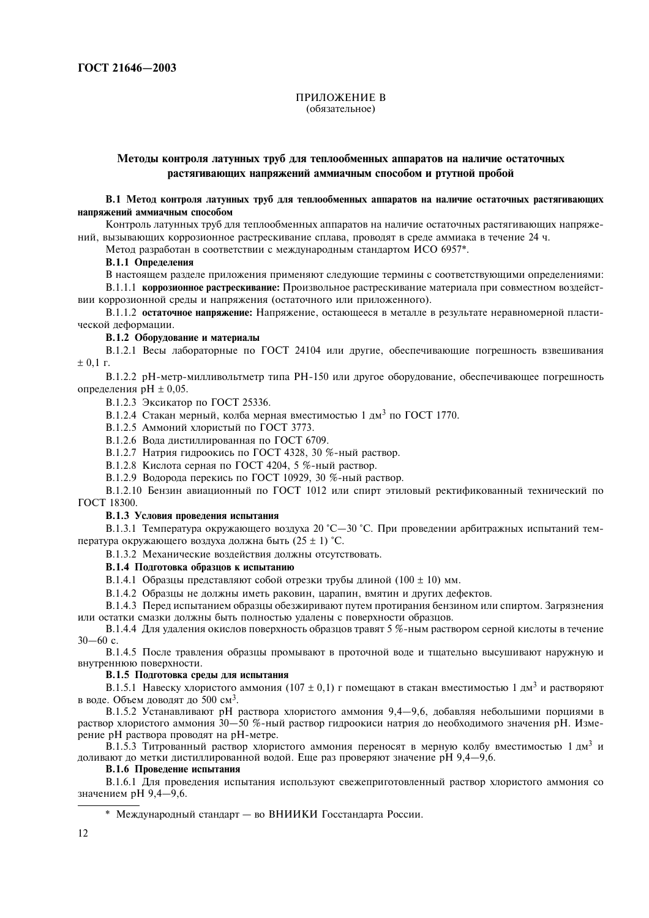## ПРИЛОЖЕНИЕ В
(обязательное)

### Методы контроля латунных труб для теплообменных аппаратов на наличие остаточных растягивающих напряжений аммиачным способом и ртутной пробой

**В.1 Метод контроля латунных труб для теплообменных аппаратов на наличие остаточных растягивающих напряжений аммиачным способом**

Контроль латунных труб для теплообменных аппаратов на наличие остаточных растягивающих напряжений, вызывающих коррозионное растрескивание сплава, проводят в среде аммиака в течение 24 ч.

Метод разработан в соответствии с международным стандартом ИСО 6957*.

**В.1.1 Определения**

В настоящем разделе приложения применяют следующие термины с соответствующими определениями:

В.1.1.1 **коррозионное растрескивание:** Произвольное растрескивание материала при совместном воздействии коррозионной среды и напряжения (остаточного или приложенного).

В.1.1.2 **остаточное напряжение:** Напряжение, остающееся в металле в результате неравномерной пластической деформации.

**В.1.2 Оборудование и материалы**

В.1.2.1 Весы лабораторные по ГОСТ 24104 или другие, обеспечивающие погрешность взвешивания ± 0,1 г.

В.1.2.2 pH-метр-милливольтметр типа PH-150 или другое оборудование, обеспечивающее погрешность определения pH ± 0,05.

В.1.2.3 Эксикатор по ГОСТ 25336.

В.1.2.4 Стакан мерный, колба мерная вместимостью 1 дм$^3$ по ГОСТ 1770.

В.1.2.5 Аммоний хлористый по ГОСТ 3773.

В.1.2.6 Вода дистиллированная по ГОСТ 6709.

В.1.2.7 Натрия гидроокись по ГОСТ 4328, 30 %-ный раствор.

В.1.2.8 Кислота серная по ГОСТ 4204, 5 %-ный раствор.

В.1.2.9 Водорода перекись по ГОСТ 10929, 30 %-ный раствор.

В.1.2.10 Бензин авиационный по ГОСТ 1012 или спирт этиловый ректификованный технический по ГОСТ 18300.

**В.1.3 Условия проведения испытания**

В.1.3.1 Температура окружающего воздуха 20 °С—30 °С. При проведении арбитражных испытаний температура окружающего воздуха должна быть (25 ± 1) °С.

В.1.3.2 Механические воздействия должны отсутствовать.

**В.1.4 Подготовка образцов к испытанию**

В.1.4.1 Образцы представляют собой отрезки трубы длиной (100 ± 10) мм.

В.1.4.2 Образцы не должны иметь раковин, царапин, вмятин и других дефектов.

В.1.4.3 Перед испытанием образцы обезжиривают путем протирания бензином или спиртом. Загрязнения или остатки смазки должны быть полностью удалены с поверхности образцов.

В.1.4.4 Для удаления окислов поверхность образцов травят 5 %-ным раствором серной кислоты в течение 30—60 с.

В.1.4.5 После травления образцы промывают в проточной воде и тщательно высушивают наружную и внутреннюю поверхности.

**В.1.5 Подготовка среды для испытания**

В.1.5.1 Навеску хлористого аммония (107 ± 0,1) г помещают в стакан вместимостью 1 дм$^3$ и растворяют в воде. Объем доводят до 500 см$^3$.

В.1.5.2 Устанавливают pH раствора хлористого аммония 9,4—9,6, добавляя небольшими порциями в раствор хлористого аммония 30—50 %-ный раствор гидроокиси натрия до необходимого значения pH. Измерение pH раствора проводят на pH-метре.

В.1.5.3 Титрованный раствор хлористого аммония переносят в мерную колбу вместимостью 1 дм$^3$ и доливают до метки дистиллированной водой. Еще раз проверяют значение pH 9,4—9,6.

**В.1.6 Проведение испытания**

В.1.6.1 Для проведения испытания используют свежеприготовленный раствор хлористого аммония со значением pH 9,4—9,6.

---

\* Международный стандарт — во ВНИИКИ Госстандарта России.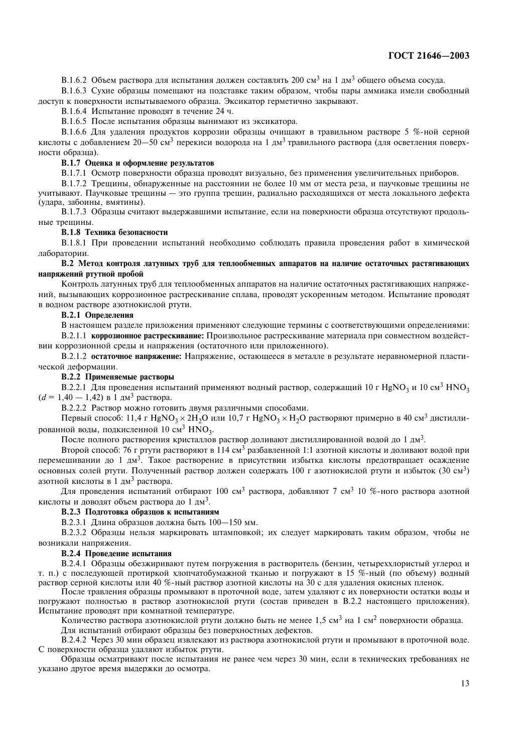В.1.6.2 Объем раствора для испытания должен составлять 200 $см^3$ на 1 $дм^3$ общего объема сосуда.

В.1.6.3 Сухие образцы помещают на подставке таким образом, чтобы пары аммиака имели свободный доступ к поверхности испытываемого образца. Эксикатор герметично закрывают.

В.1.6.4 Испытание проводят в течение 24 ч.

В.1.6.5 После испытания образцы вынимают из эксикатора.

В.1.6.6 Для удаления продуктов коррозии образцы очищают в травильном растворе 5 %-ной серной кислоты с добавлением 20—50 $см^3$ перекиси водорода на 1 $дм^3$ травильного раствора (для осветления поверхности образца).

**В.1.7 Оценка и оформление результатов**

В.1.7.1 Осмотр поверхности образца проводят визуально, без применения увеличительных приборов.

В.1.7.2 Трещины, обнаруженные на расстоянии не более 10 мм от места реза, и паучковые трещины не учитывают. Паучковые трещины — это группа трещин, радиально расходящихся от места локального дефекта (удара, забоины, вмятины).

В.1.7.3 Образцы считают выдержавшими испытание, если на поверхности образца отсутствуют продольные трещины.

**В.1.8 Техника безопасности**

В.1.8.1 При проведении испытаний необходимо соблюдать правила проведения работ в химической лаборатории.

**В.2 Метод контроля латунных труб для теплообменных аппаратов на наличие остаточных растягивающих напряжений ртутной пробой**

Контроль латунных труб для теплообменных аппаратов на наличие остаточных растягивающих напряжений, вызывающих коррозионное растрескивание сплава, проводят ускоренным методом. Испытание проводят в водном растворе азотнокислой ртути.

**В.2.1 Определения**

В настоящем разделе приложения применяют следующие термины с соответствующими определениями:

В.2.1.1 **коррозионное растрескивание:** Произвольное растрескивание материала при совместном воздействии коррозионной среды и напряжения (остаточного или приложенного).

В.2.1.2 **остаточное напряжение:** Напряжение, остающееся в металле в результате неравномерной пластической деформации.

**В.2.2 Применяемые растворы**

В.2.2.1 Для проведения испытаний применяют водный раствор, содержащий 10 г $HgNO_3$ и 10 $см^3$ $HNO_3$ ($d$ = 1,40 — 1,42) в 1 $дм^3$ раствора.

В.2.2.2 Раствор можно готовить двумя различными способами.

Первый способ: 11,4 г $HgNO_3 \times 2H_2O$ или 10,7 г $HgNO_3 \times H_2O$ растворяют примерно в 40 $см^3$ дистиллированной воды, подкисленной 10 $см^3$ $HNO_3$.

После полного растворения кристаллов раствор доливают дистиллированной водой до 1 $дм^3$.

Второй способ: 76 г ртути растворяют в 114 $см^3$ разбавленной 1:1 азотной кислоты и доливают водой при перемешивании до 1 $дм^3$. Такое растворение в присутствии избытка кислоты предотвращает осаждение основных солей ртути. Полученный раствор должен содержать 100 г азотнокислой ртути и избыток (30 $см^3$) азотной кислоты в 1 $дм^3$ раствора.

Для проведения испытаний отбирают 100 $см^3$ раствора, добавляют 7 $см^3$ 10 %-ного раствора азотной кислоты и доводят объем раствора до 1 $дм^3$.

**В.2.3 Подготовка образцов к испытаниям**

В.2.3.1 Длина образцов должна быть 100—150 мм.

В.2.3.2 Образцы нельзя маркировать штамповкой; их следует маркировать таким образом, чтобы не возникали напряжения.

**В.2.4 Проведение испытания**

В.2.4.1 Образцы обезжиривают путем погружения в растворитель (бензин, четыреххлористый углерод и т. п.) с последующей протиркой хлопчатобумажной тканью и погружают в 15 %-ный (по объему) водный раствор серной кислоты или 40 %-ный раствор азотной кислоты на 30 с для удаления окисных пленок.

После травления образцы промывают в проточной воде, затем удаляют с их поверхности остатки воды и погружают полностью в раствор азотнокислой ртути (состав приведен в В.2.2 настоящего приложения). Испытание проводят при комнатной температуре.

Количество раствора азотнокислой ртути должно быть не менее 1,5 $см^3$ на 1 $см^2$ поверхности образца.

Для испытаний отбирают образцы без поверхностных дефектов.

В.2.4.2 Через 30 мин образец извлекают из раствора азотнокислой ртути и промывают в проточной воде. С поверхности образца удаляют избыток ртути.

Образцы осматривают после испытания не ранее чем через 30 мин, если в технических требованиях не указано другое время выдержки до осмотра.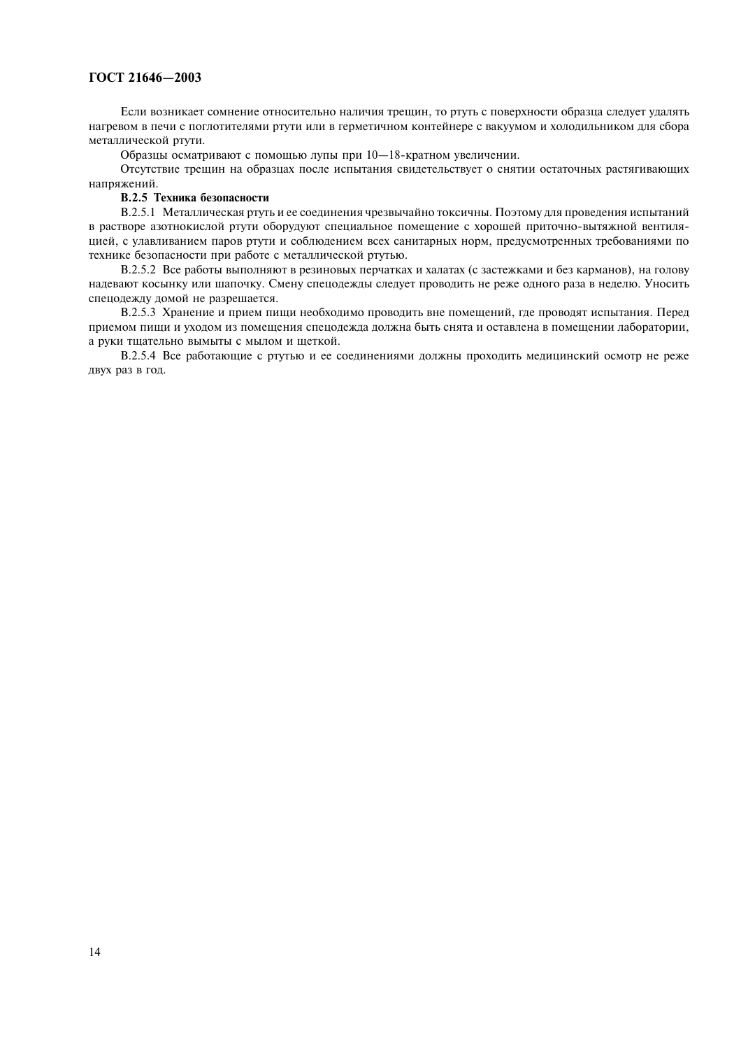Если возникает сомнение относительно наличия трещин, то ртуть с поверхности образца следует удалять нагревом в печи с поглотителями ртути или в герметичном контейнере с вакуумом и холодильником для сбора металлической ртути.

Образцы осматривают с помощью лупы при 10—18-кратном увеличении.

Отсутствие трещин на образцах после испытания свидетельствует о снятии остаточных растягивающих напряжений.

**В.2.5 Техника безопасности**

В.2.5.1 Металлическая ртуть и ее соединения чрезвычайно токсичны. Поэтому для проведения испытаний в растворе азотнокислой ртути оборудуют специальное помещение с хорошей приточно-вытяжной вентиляцией, с улавливанием паров ртути и соблюдением всех санитарных норм, предусмотренных требованиями по технике безопасности при работе с металлической ртутью.

В.2.5.2 Все работы выполняют в резиновых перчатках и халатах (с застежками и без карманов), на голову надевают косынку или шапочку. Смену спецодежды следует проводить не реже одного раза в неделю. Уносить спецодежду домой не разрешается.

В.2.5.3 Хранение и прием пищи необходимо проводить вне помещений, где проводят испытания. Перед приемом пищи и уходом из помещения спецодежда должна быть снята и оставлена в помещении лаборатории, а руки тщательно вымыты с мылом и щеткой.

В.2.5.4 Все работающие с ртутью и ее соединениями должны проходить медицинский осмотр не реже двух раз в год.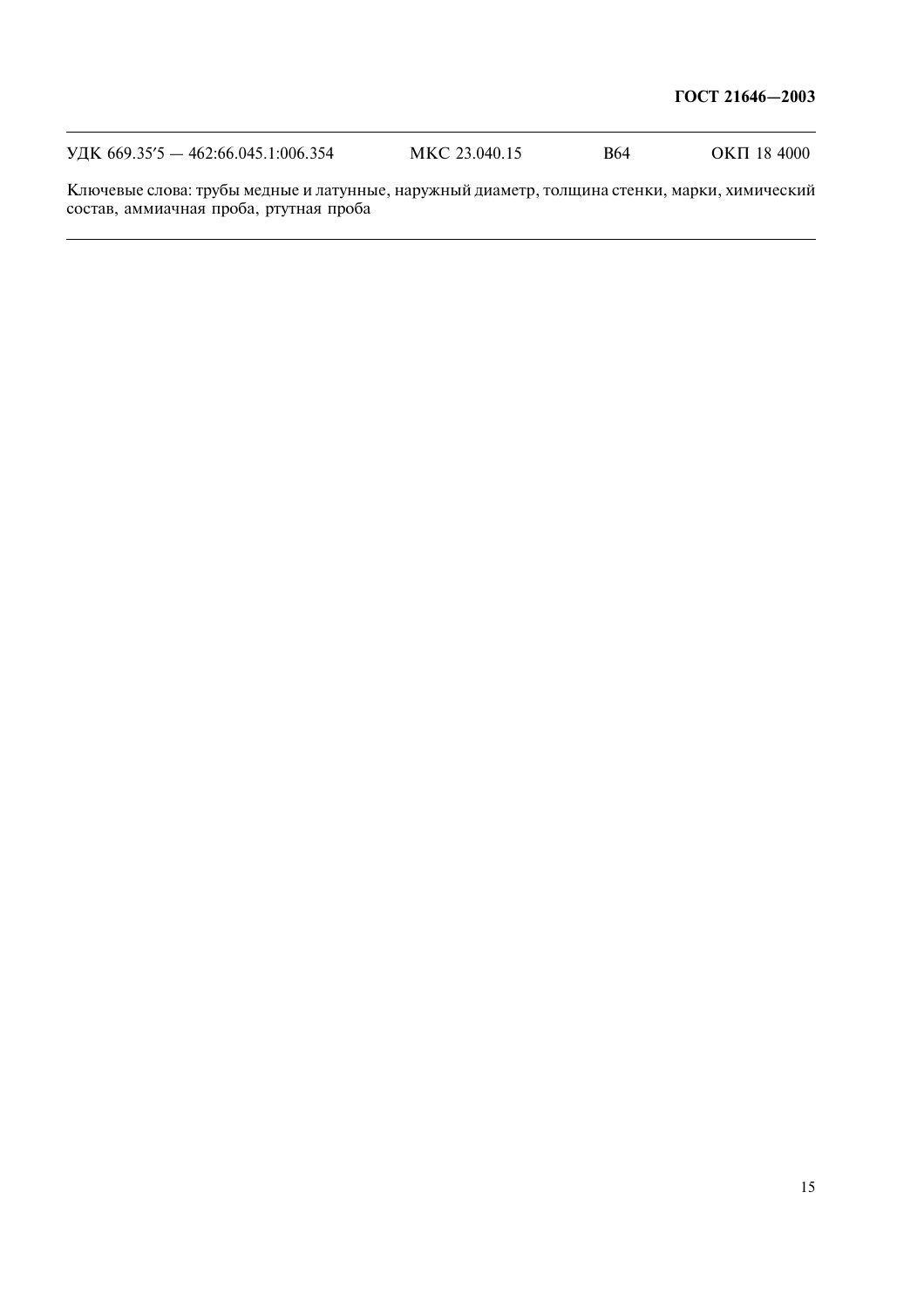УДК 669.35′5 — 462:66.045.1:006.354 МКС 23.040.15 В64 ОКП 18 4000

Ключевые слова: трубы медные и латунные, наружный диаметр, толщина стенки, марки, химический состав, аммиачная проба, ртутная проба